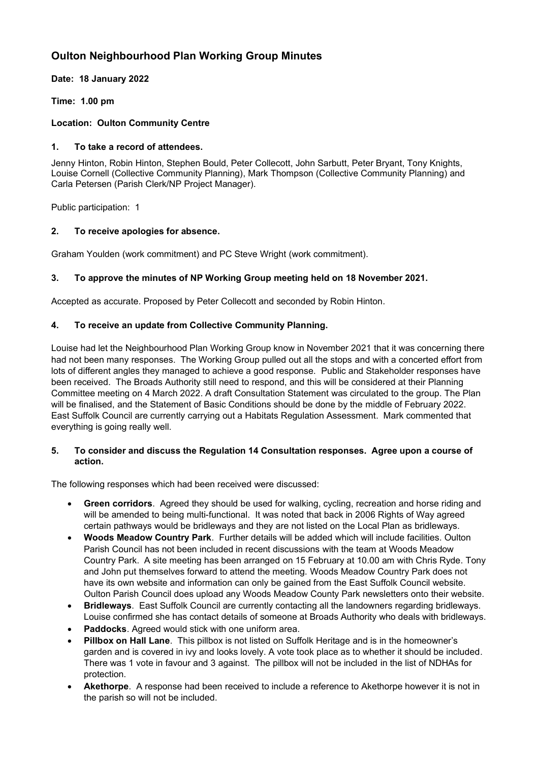# Oulton Neighbourhood Plan Working Group Minutes

**Date: 18 January 2022**

**Time: 1.00 pm**

**Location: Oulton Community Centre**

## 1. To take a record of attendees.

Jenny Hinton, Robin Hinton, Stephen Bould, Peter Collecott, John Sarbutt, Peter Bryant, Tony Knights, Louise Cornell (Collective Community Planning), Mark Thompson (Collective Community Planning) and Carla Petersen (Parish Clerk/NP Project Manager).

Public participation: 1

## 2. To receive apologies for absence.

Graham Youlden (work commitment) and PC Steve Wright (work commitment).

## 3. To approve the minutes of NP Working Group meeting held on 18 November 2021.

Accepted as accurate. Proposed by Peter Collecott and seconded by Robin Hinton.

## 4. To receive an update from Collective Community Planning.

Louise had let the Neighbourhood Plan Working Group know in November 2021 that it was concerning there had not been many responses. The Working Group pulled out all the stops and with a concerted effort from lots of different angles they managed to achieve a good response. Public and Stakeholder responses have been received. The Broads Authority still need to respond, and this will be considered at their Planning Committee meeting on 4 March 2022. A draft Consultation Statement was circulated to the group. The Plan will be finalised, and the Statement of Basic Conditions should be done by the middle of February 2022. East Suffolk Council are currently carrying out a Habitats Regulation Assessment. Mark commented that everything is going really well.

## 5. To consider and discuss the Regulation 14 Consultation responses. Agree upon a course of action.

The following responses which had been received were discussed:

- **Green corridors**. Agreed they should be used for walking, cycling, recreation and horse riding and will be amended to being multi-functional. It was noted that back in 2006 Rights of Way agreed certain pathways would be bridleways and they are not listed on the Local Plan as bridleways.
- **Woods Meadow Country Park**. Further details will be added which will include facilities. Oulton Parish Council has not been included in recent discussions with the team at Woods Meadow Country Park. A site meeting has been arranged on 15 February at 10.00 am with Chris Ryde. Tony and John put themselves forward to attend the meeting. Woods Meadow Country Park does not have its own website and information can only be gained from the East Suffolk Council website. Oulton Parish Council does upload any Woods Meadow County Park newsletters onto their website.
- **Bridleways**. East Suffolk Council are currently contacting all the landowners regarding bridleways. Louise confirmed she has contact details of someone at Broads Authority who deals with bridleways.
- **Paddocks**. Agreed would stick with one uniform area.
- **Pillbox on Hall Lane**. This pillbox is not listed on Suffolk Heritage and is in the homeowner's garden and is covered in ivy and looks lovely. A vote took place as to whether it should be included. There was 1 vote in favour and 3 against. The pillbox will not be included in the list of NDHAs for protection.
- **Akethorpe**. A response had been received to include a reference to Akethorpe however it is not in the parish so will not be included.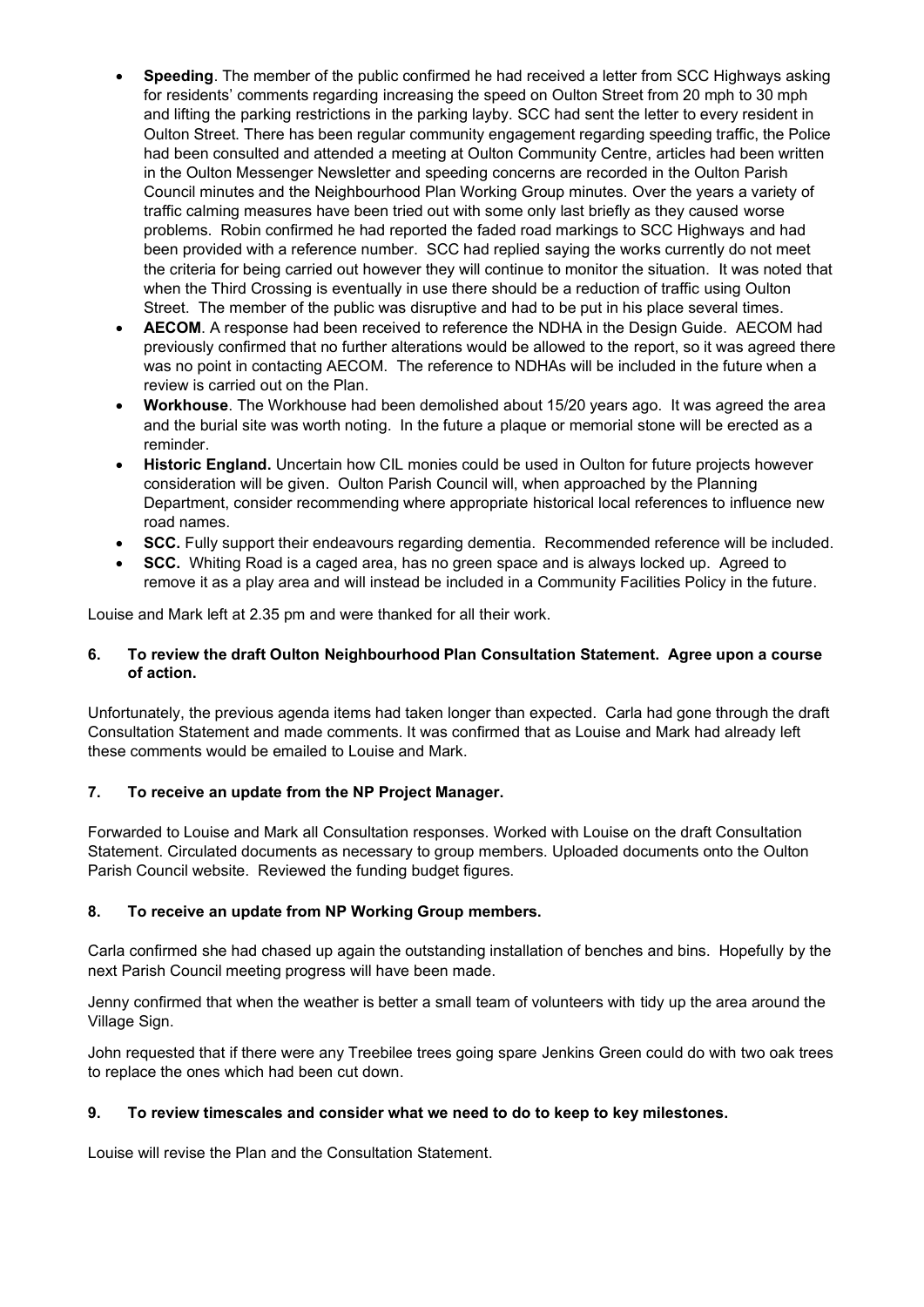- **Speeding**. The member of the public confirmed he had received a letter from SCC Highways asking for residents' comments regarding increasing the speed on Oulton Street from 20 mph to 30 mph and lifting the parking restrictions in the parking layby. SCC had sent the letter to every resident in Oulton Street. There has been regular community engagement regarding speeding traffic, the Police had been consulted and attended a meeting at Oulton Community Centre, articles had been written in the Oulton Messenger Newsletter and speeding concerns are recorded in the Oulton Parish Council minutes and the Neighbourhood Plan Working Group minutes. Over the years a variety of traffic calming measures have been tried out with some only last briefly as they caused worse problems. Robin confirmed he had reported the faded road markings to SCC Highways and had been provided with a reference number. SCC had replied saying the works currently do not meet the criteria for being carried out however they will continue to monitor the situation. It was noted that when the Third Crossing is eventually in use there should be a reduction of traffic using Oulton Street. The member of the public was disruptive and had to be put in his place several times.
- **AECOM**. A response had been received to reference the NDHA in the Design Guide. AECOM had previously confirmed that no further alterations would be allowed to the report, so it was agreed there was no point in contacting AECOM. The reference to NDHAs will be included in the future when a review is carried out on the Plan.
- **Workhouse**. The Workhouse had been demolished about 15/20 years ago. It was agreed the area and the burial site was worth noting. In the future a plaque or memorial stone will be erected as a reminder.
- **Historic England.** Uncertain how CIL monies could be used in Oulton for future projects however consideration will be given. Oulton Parish Council will, when approached by the Planning Department, consider recommending where appropriate historical local references to influence new road names.
- **SCC.** Fully support their endeavours regarding dementia. Recommended reference will be included.
- **SCC.** Whiting Road is a caged area, has no green space and is always locked up. Agreed to remove it as a play area and will instead be included in a Community Facilities Policy in the future.

Louise and Mark left at 2.35 pm and were thanked for all their work.

### 6. To review the draft Oulton Neighbourhood Plan Consultation Statement. Agree upon a course of action.

Unfortunately, the previous agenda items had taken longer than expected. Carla had gone through the draft Consultation Statement and made comments. It was confirmed that as Louise and Mark had already left these comments would be emailed to Louise and Mark.

### 7. To receive an update from the NP Project Manager.

Forwarded to Louise and Mark all Consultation responses. Worked with Louise on the draft Consultation Statement. Circulated documents as necessary to group members. Uploaded documents onto the Oulton Parish Council website. Reviewed the funding budget figures.

### 8. To receive an update from NP Working Group members.

Carla confirmed she had chased up again the outstanding installation of benches and bins. Hopefully by the next Parish Council meeting progress will have been made.

Jenny confirmed that when the weather is better a small team of volunteers with tidy up the area around the Village Sign.

John requested that if there were any Treebilee trees going spare Jenkins Green could do with two oak trees to replace the ones which had been cut down.

### 9. To review timescales and consider what we need to do to keep to key milestones.

Louise will revise the Plan and the Consultation Statement.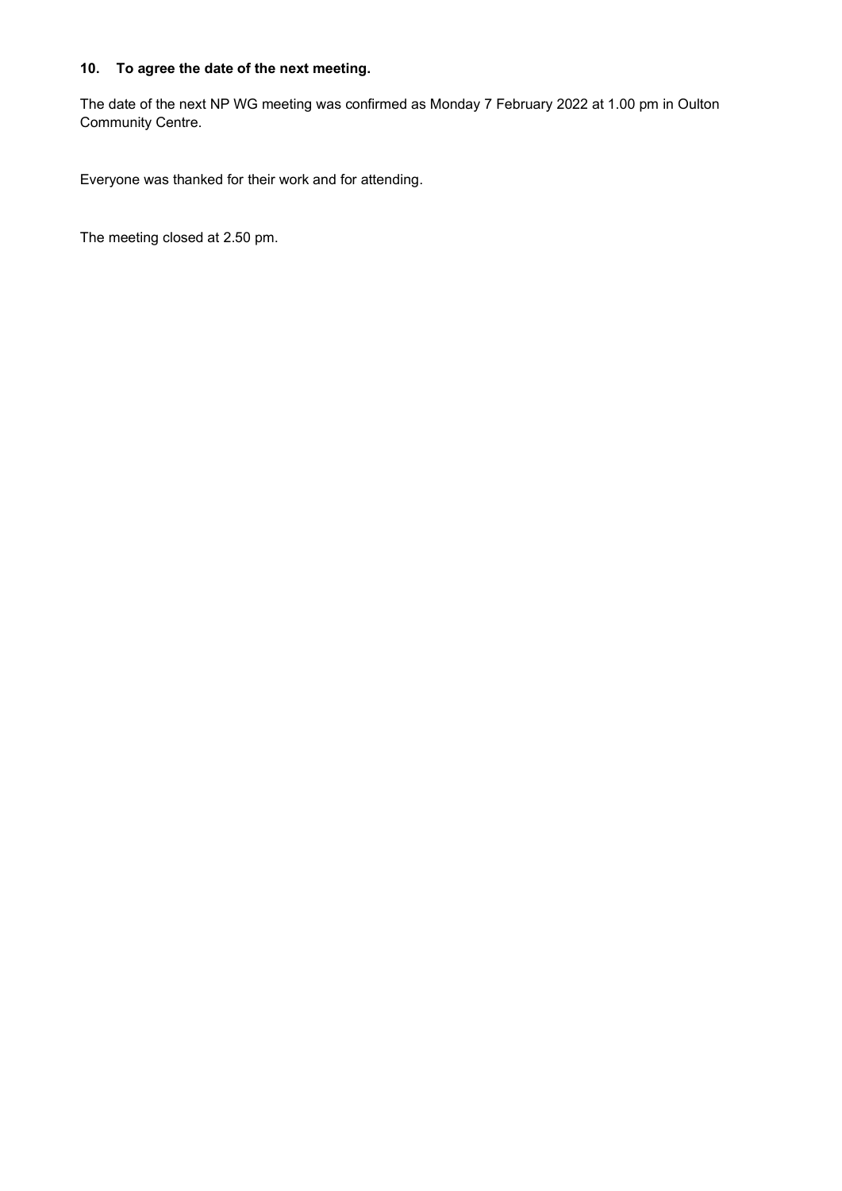**10. To agree the date of the next meeting.**

The date of the next NP WG meeting was confirmed as Monday 7 February 2022 at 1.00 pm in Oulton Community Centre.

Everyone was thanked for their work and for attending.

The meeting closed at 2.50 pm.